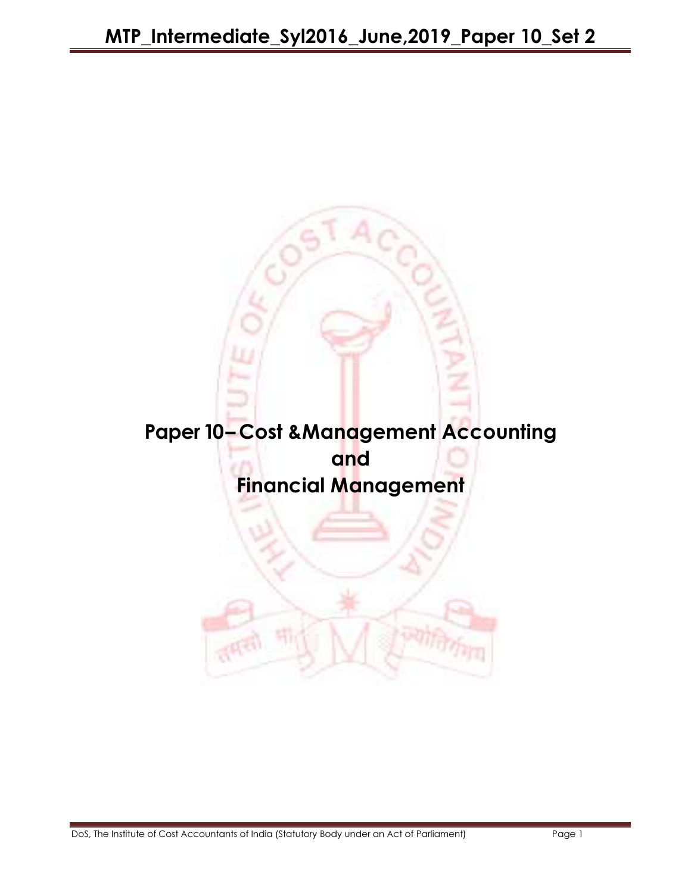# Paper 10– Cost &Management Accounting and Financial Management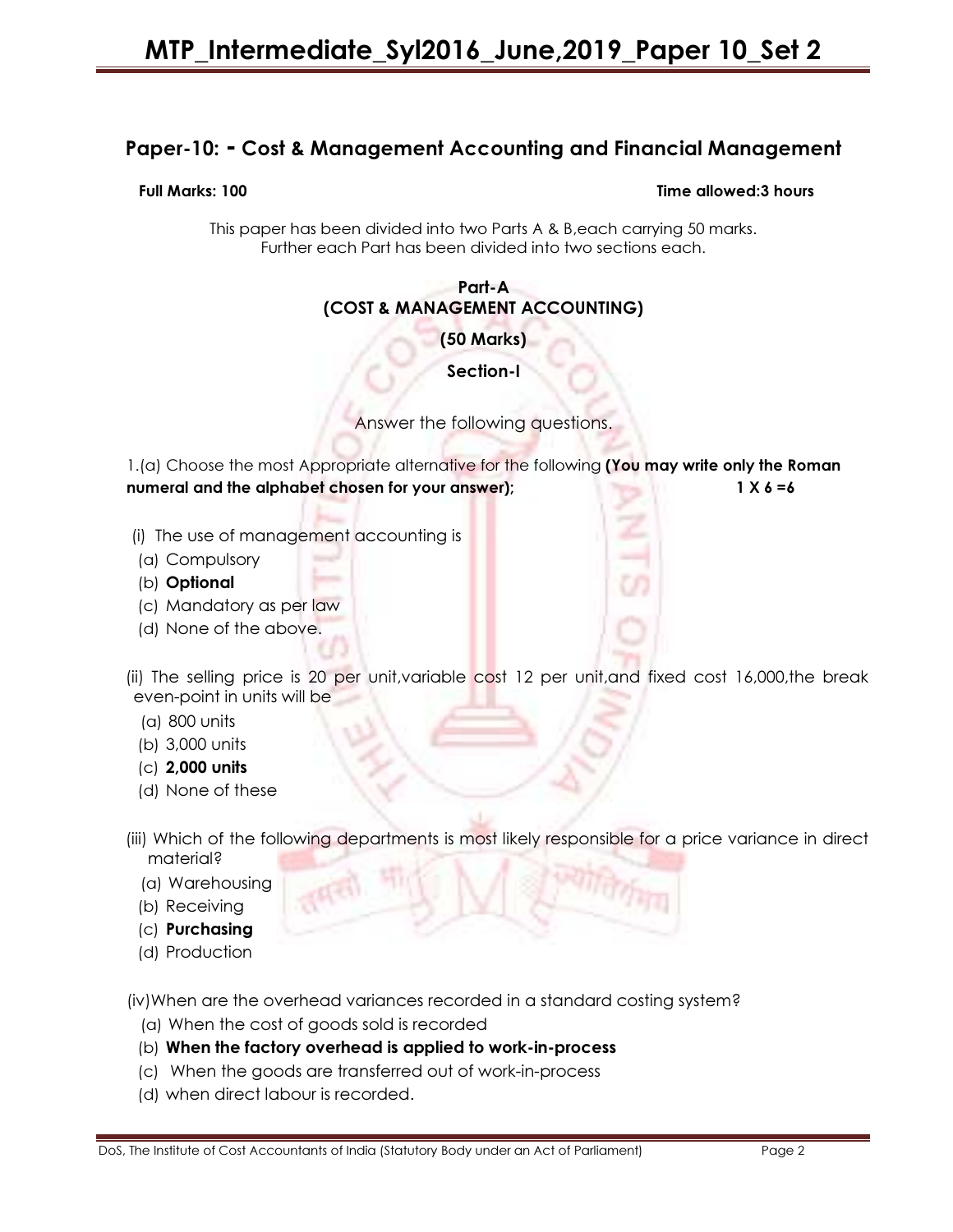## Paper-10: - Cost & Management Accounting and Financial Management

**Full Marks: 100** **Time allowed:3 hours**

This paper has been divided into two Parts A & B,each carrying 50 marks.
Further each Part has been divided into two sections each.

**Part-A**
**(COST & MANAGEMENT ACCOUNTING)**

**(50 Marks)**

**Section-I**

Answer the following questions.

1.(a) Choose the most Appropriate alternative for the following **(You may write only the Roman numeral and the alphabet chosen for your answer);** **1 X 6 =6**

(i) The use of management accounting is
(a) Compulsory
(b) **Optional**
(c) Mandatory as per law
(d) None of the above.

(ii) The selling price is 20 per unit,variable cost 12 per unit,and fixed cost 16,000,the break even-point in units will be
(a) 800 units
(b) 3,000 units
(c) **2,000 units**
(d) None of these

(iii) Which of the following departments is most likely responsible for a price variance in direct material?
(a) Warehousing
(b) Receiving
(c) **Purchasing**
(d) Production

(iv)When are the overhead variances recorded in a standard costing system?
(a) When the cost of goods sold is recorded
(b) **When the factory overhead is applied to work-in-process**
(c) When the goods are transferred out of work-in-process
(d) when direct labour is recorded.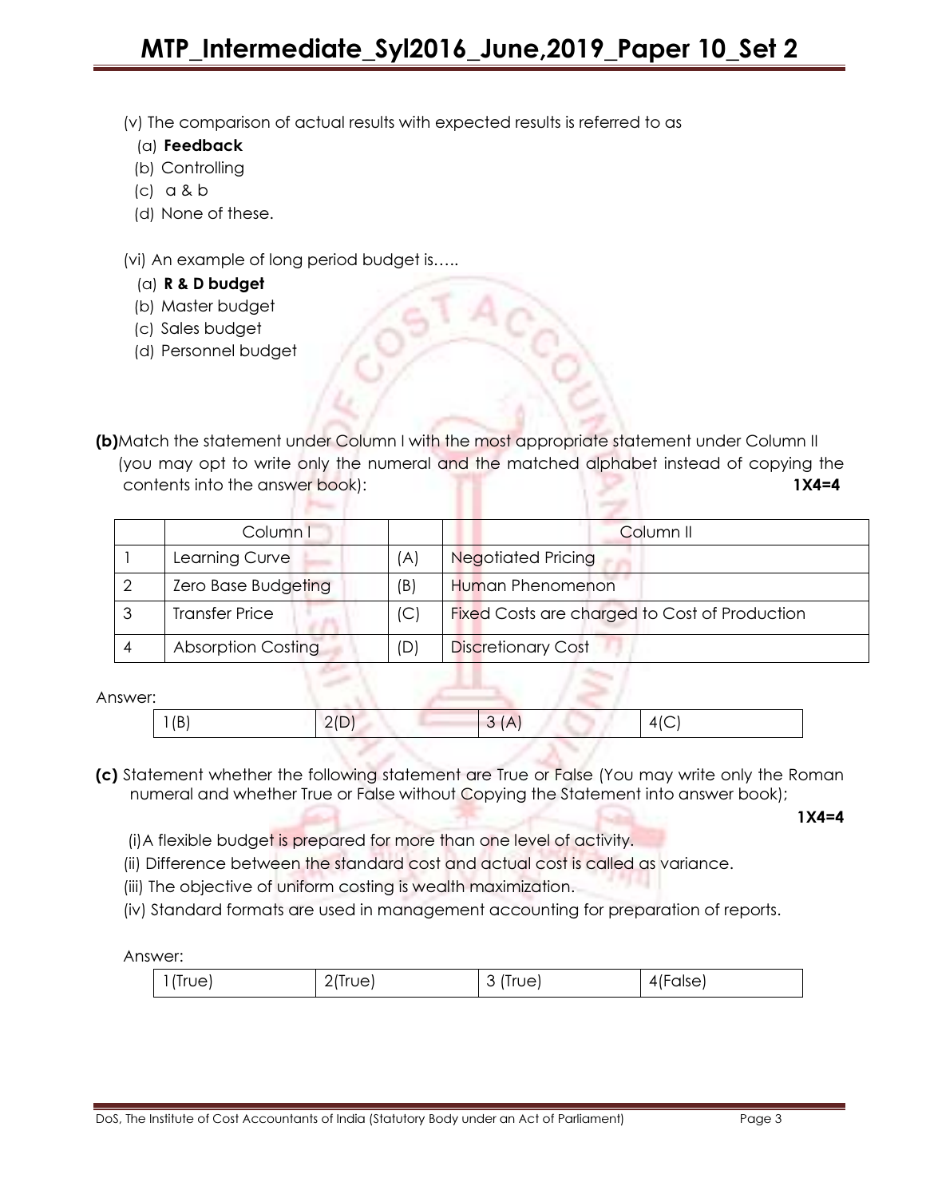(v) The comparison of actual results with expected results is referred to as

(a) **Feedback**

(b) Controlling

(c) a & b

(d) None of these.

(vi) An example of long period budget is…..

(a) **R & D budget**

(b) Master budget

(c) Sales budget

(d) Personnel budget

**(b)** Match the statement under Column I with the most appropriate statement under Column II (you may opt to write only the numeral and the matched alphabet instead of copying the contents into the answer book): **1X4=4**

| | Column I | | Column II |
|---|---|---|---|
| 1 | Learning Curve | (A) | Negotiated Pricing |
| 2 | Zero Base Budgeting | (B) | Human Phenomenon |
| 3 | Transfer Price | (C) | Fixed Costs are charged to Cost of Production |
| 4 | Absorption Costing | (D) | Discretionary Cost |

Answer:

| 1(B) | 2(D) | 3 (A) | 4(C) |
|---|---|---|---|

**(c)** Statement whether the following statement are True or False (You may write only the Roman numeral and whether True or False without Copying the Statement into answer book);

**1X4=4**

(i) A flexible budget is prepared for more than one level of activity.

(ii) Difference between the standard cost and actual cost is called as variance.

(iii) The objective of uniform costing is wealth maximization.

(iv) Standard formats are used in management accounting for preparation of reports.

Answer:

| 1(True) | 2(True) | 3 (True) | 4(False) |
|---|---|---|---|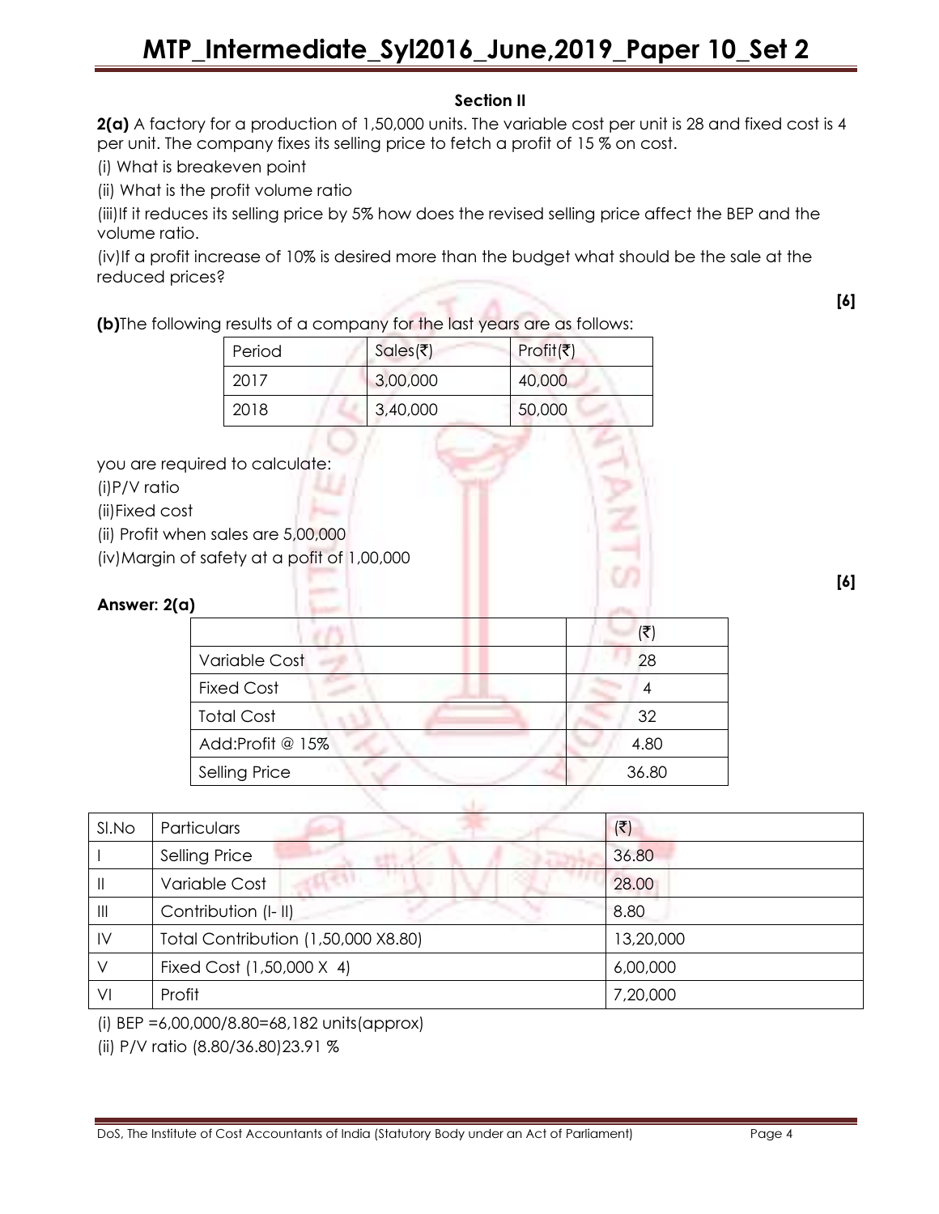**Section II**

**2(a)** A factory for a production of 1,50,000 units. The variable cost per unit is 28 and fixed cost is 4 per unit. The company fixes its selling price to fetch a profit of 15 % on cost.

(i) What is breakeven point

(ii) What is the profit volume ratio

(iii)If it reduces its selling price by 5% how does the revised selling price affect the BEP and the volume ratio.

(iv)If a profit increase of 10% is desired more than the budget what should be the sale at the reduced prices?

**[6]**

**(b)**The following results of a company for the last years are as follows:

| Period | Sales(₹) | Profit(₹) |
|---|---|---|
| 2017 | 3,00,000 | 40,000 |
| 2018 | 3,40,000 | 50,000 |

you are required to calculate:

(i)P/V ratio

(ii)Fixed cost

(ii) Profit when sales are 5,00,000

(iv)Margin of safety at a pofit of 1,00,000

**[6]**

**Answer: 2(a)**

| | (₹) |
|---|---|
| Variable Cost | 28 |
| Fixed Cost | 4 |
| Total Cost | 32 |
| Add:Profit @ 15% | 4.80 |
| Selling Price | 36.80 |

| Sl.No | Particulars | (₹) |
|---|---|---|
| I | Selling Price | 36.80 |
| II | Variable Cost | 28.00 |
| III | Contribution (I- II) | 8.80 |
| IV | Total Contribution (1,50,000 X8.80) | 13,20,000 |
| V | Fixed Cost (1,50,000 X 4) | 6,00,000 |
| VI | Profit | 7,20,000 |

(i) BEP =6,00,000/8.80=68,182 units(approx)

(ii) P/V ratio (8.80/36.80)23.91 %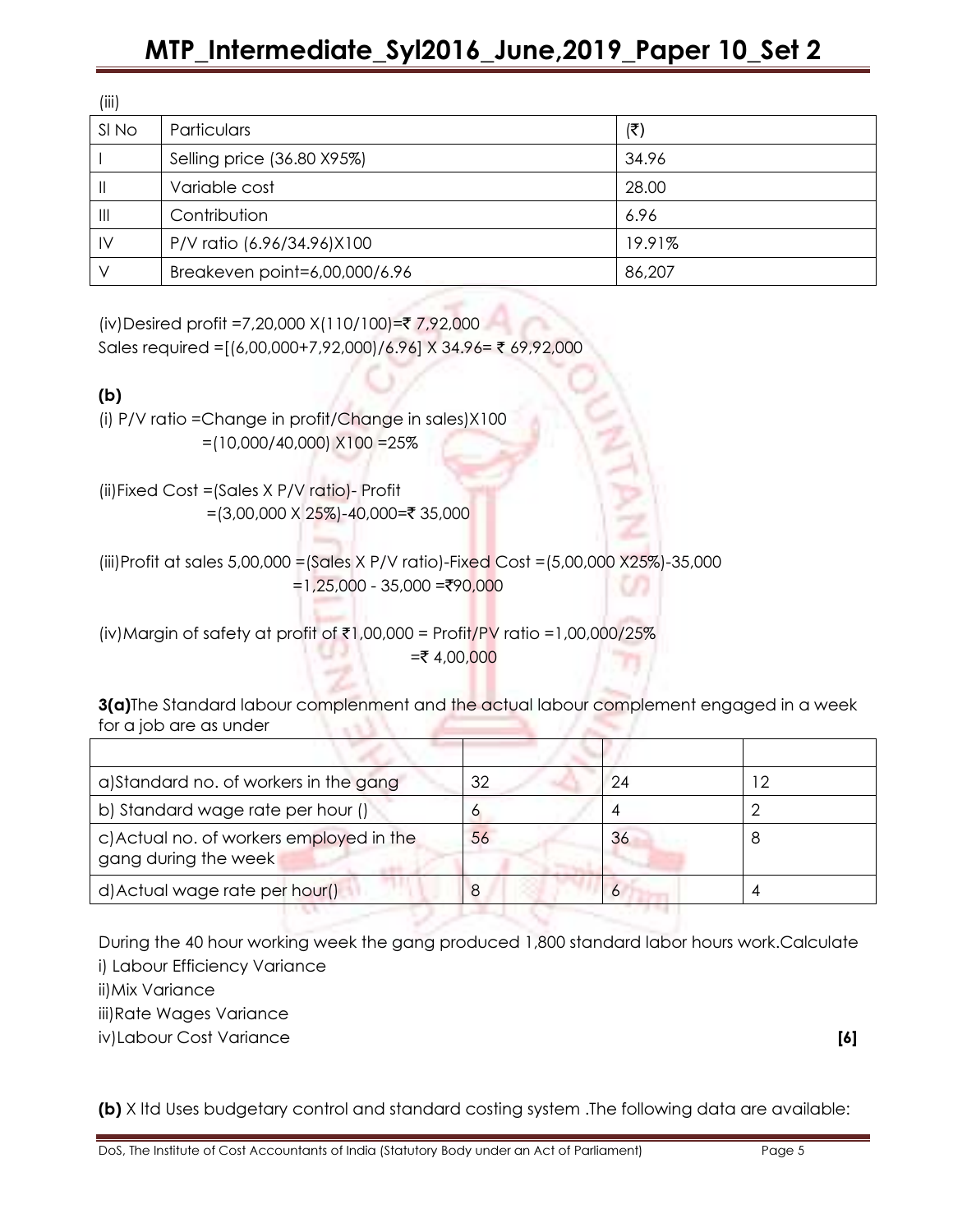(iii)

| Sl No | Particulars | (₹) |
|---|---|---|
| I | Selling price (36.80 X95%) | 34.96 |
| II | Variable cost | 28.00 |
| III | Contribution | 6.96 |
| IV | P/V ratio (6.96/34.96)X100 | 19.91% |
| V | Breakeven point=6,00,000/6.96 | 86,207 |

(iv)Desired profit =7,20,000 X(110/100)=₹ 7,92,000
Sales required =[(6,00,000+7,92,000)/6.96] X 34.96= ₹ 69,92,000

**(b)**

(i) P/V ratio =Change in profit/Change in sales)X100
=(10,000/40,000) X100 =25%

(ii)Fixed Cost =(Sales X P/V ratio)- Profit
=(3,00,000 X 25%)-40,000=₹ 35,000

(iii)Profit at sales 5,00,000 =(Sales X P/V ratio)-Fixed Cost =(5,00,000 X25%)-35,000
=1,25,000 - 35,000 =₹90,000

(iv)Margin of safety at profit of ₹1,00,000 = Profit/PV ratio =1,00,000/25%
=₹ 4,00,000

**3(a)**The Standard labour complenment and the actual labour complement engaged in a week for a job are as under

| | | | |
|---|---|---|---|
| a)Standard no. of workers in the gang | 32 | 24 | 12 |
| b) Standard wage rate per hour () | 6 | 4 | 2 |
| c)Actual no. of workers employed in the gang during the week | 56 | 36 | 8 |
| d)Actual wage rate per hour() | 8 | 6 | 4 |

During the 40 hour working week the gang produced 1,800 standard labor hours work.Calculate

i) Labour Efficiency Variance
ii)Mix Variance
iii)Rate Wages Variance
iv)Labour Cost Variance **[6]**

**(b)** X ltd Uses budgetary control and standard costing system .The following data are available: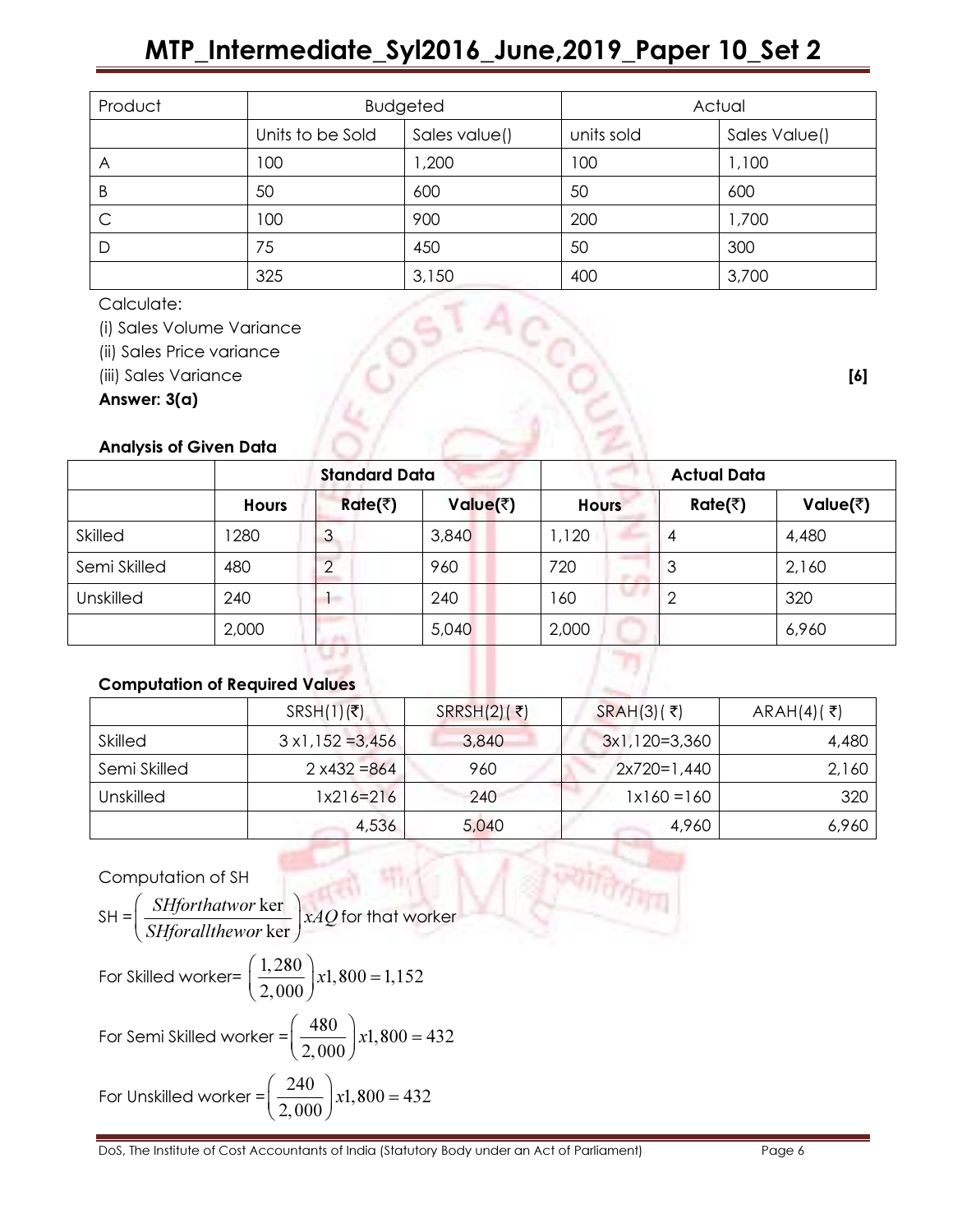| Product | Budgeted | | Actual | |
|---|---|---|---|---|
| | Units to be Sold | Sales value() | units sold | Sales Value() |
| A | 100 | 1,200 | 100 | 1,100 |
| B | 50 | 600 | 50 | 600 |
| C | 100 | 900 | 200 | 1,700 |
| D | 75 | 450 | 50 | 300 |
| | 325 | 3,150 | 400 | 3,700 |

Calculate:

(i) Sales Volume Variance

(ii) Sales Price variance

(iii) Sales Variance **[6]**

**Answer: 3(a)**

**Analysis of Given Data**

| | Standard Data | | | Actual Data | | |
|---|---|---|---|---|---|---|
| | **Hours** | **Rate(₹)** | **Value(₹)** | **Hours** | **Rate(₹)** | **Value(₹)** |
| Skilled | 1280 | 3 | 3,840 | 1,120 | 4 | 4,480 |
| Semi Skilled | 480 | 2 | 960 | 720 | 3 | 2,160 |
| Unskilled | 240 | 1 | 240 | 160 | 2 | 320 |
| | 2,000 | | 5,040 | 2,000 | | 6,960 |

**Computation of Required Values**

| | SRSH(1)(₹) | SRRSH(2)( ₹) | SRAH(3)( ₹) | ARAH(4)( ₹) |
|---|---|---|---|---|
| Skilled | 3 x1,152 =3,456 | 3,840 | 3x1,120=3,360 | 4,480 |
| Semi Skilled | 2 x432 =864 | 960 | 2x720=1,440 | 2,160 |
| Unskilled | 1x216=216 | 240 | 1x160 =160 | 320 |
| | 4,536 | 5,040 | 4,960 | 6,960 |

Computation of SH

SH = $\left(\frac{SH for that worker}{SH for all the worker}\right) x AQ$ for that worker

For Skilled worker= $\left(\frac{1,280}{2,000}\right)x1,800 = 1,152$

For Semi Skilled worker = $\left(\frac{480}{2,000}\right)x1,800 = 432$

For Unskilled worker = $\left(\frac{240}{2,000}\right)x1,800 = 432$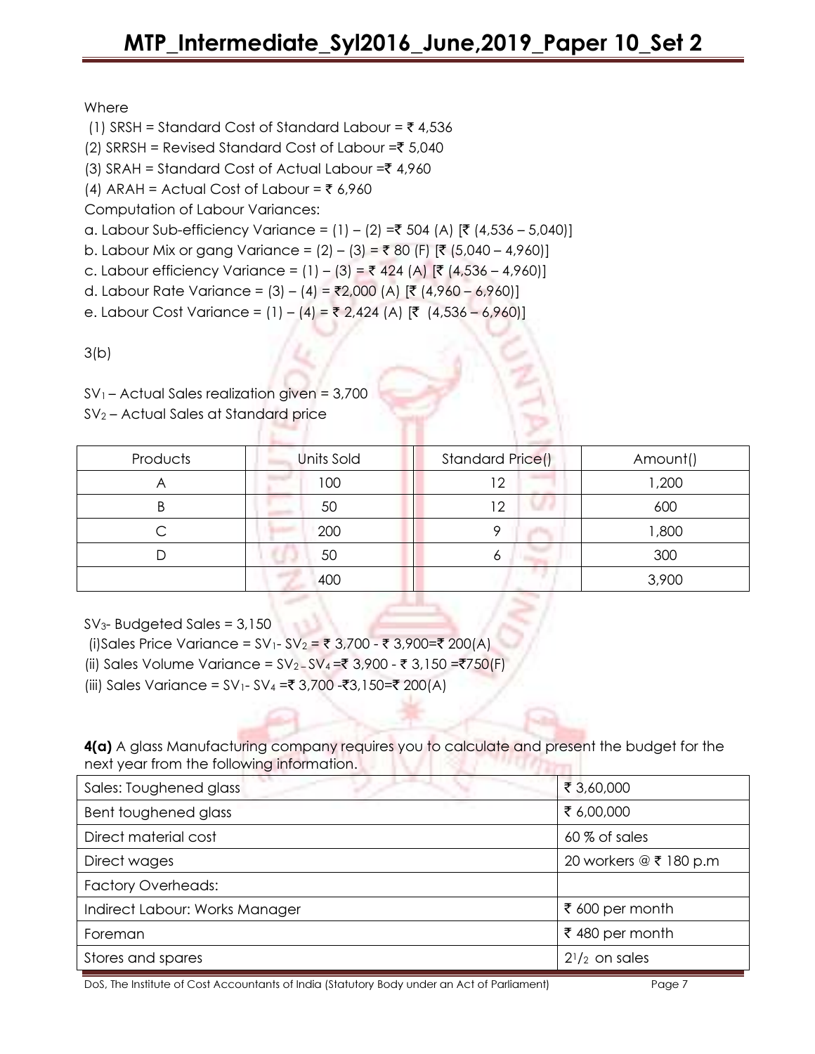Where

(1) SRSH = Standard Cost of Standard Labour = ₹ 4,536

(2) SRRSH = Revised Standard Cost of Labour =₹ 5,040

(3) SRAH = Standard Cost of Actual Labour =₹ 4,960

(4) ARAH = Actual Cost of Labour = ₹ 6,960

Computation of Labour Variances:

a. Labour Sub-efficiency Variance = (1) – (2) =₹ 504 (A) [₹ (4,536 – 5,040)]

b. Labour Mix or gang Variance = (2) – (3) = ₹ 80 (F) [₹ (5,040 – 4,960)]

c. Labour efficiency Variance = (1) – (3) = ₹ 424 (A) [₹ (4,536 – 4,960)]

d. Labour Rate Variance = (3) – (4) = ₹2,000 (A) [₹ (4,960 – 6,960)]

e. Labour Cost Variance = (1) – (4) = ₹ 2,424 (A) [₹ (4,536 – 6,960)]

3(b)

$SV_1$ – Actual Sales realization given = 3,700

$SV_2$ – Actual Sales at Standard price

| Products | Units Sold | Standard Price() | Amount() |
|---|---|---|---|
| A | 100 | 12 | 1,200 |
| B | 50 | 12 | 600 |
| C | 200 | 9 | 1,800 |
| D | 50 | 6 | 300 |
| | 400 | | 3,900 |

$SV_3$- Budgeted Sales = 3,150

(i)Sales Price Variance = $SV_1$- $SV_2$ = ₹ 3,700 - ₹ 3,900=₹ 200(A)

(ii) Sales Volume Variance = $SV_2$ – $SV_4$ =₹ 3,900 - ₹ 3,150 =₹750(F)

(iii) Sales Variance = $SV_1$- $SV_4$ =₹ 3,700 -₹3,150=₹ 200(A)

**4(a)** A glass Manufacturing company requires you to calculate and present the budget for the next year from the following information.

| Sales: Toughened glass | ₹ 3,60,000 |
|---|---|
| Bent toughened glass | ₹ 6,00,000 |
| Direct material cost | 60 % of sales |
| Direct wages | 20 workers @ ₹ 180 p.m |
| Factory Overheads: | |
| Indirect Labour: Works Manager | ₹ 600 per month |
| Foreman | ₹ 480 per month |
| Stores and spares | $2^1/_2$ on sales |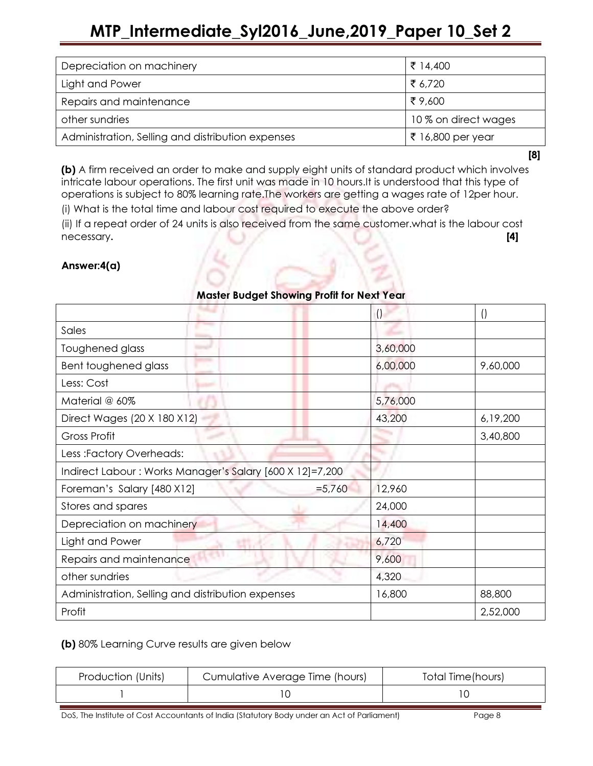| | |
|---|---|
| Depreciation on machinery | ₹ 14,400 |
| Light and Power | ₹ 6,720 |
| Repairs and maintenance | ₹ 9,600 |
| other sundries | 10 % on direct wages |
| Administration, Selling and distribution expenses | ₹ 16,800 per year |

**[8]**

**(b)** A firm received an order to make and supply eight units of standard product which involves intricate labour operations. The first unit was made in 10 hours.It is understood that this type of operations is subject to 80% learning rate.The workers are getting a wages rate of 12per hour.

(i) What is the total time and labour cost required to execute the above order?

(ii) If a repeat order of 24 units is also received from the same customer.what is the labour cost necessary. **[4]**

**Answer:4(a)**

**Master Budget Showing Profit for Next Year**

| | () | () |
|---|---|---|
| Sales | | |
| Toughened glass | 3,60,000 | |
| Bent toughened glass | 6,00,000 | 9,60,000 |
| Less: Cost | | |
| Material @ 60% | 5,76,000 | |
| Direct Wages (20 X 180 X12) | 43,200 | 6,19,200 |
| Gross Profit | | 3,40,800 |
| Less :Factory Overheads: | | |
| Indirect Labour : Works Manager's Salary [600 X 12]=7,200 | | |
| Foreman's Salary [480 X12] =5,760 | 12,960 | |
| Stores and spares | 24,000 | |
| Depreciation on machinery | 14,400 | |
| Light and Power | 6,720 | |
| Repairs and maintenance | 9,600 | |
| other sundries | 4,320 | |
| Administration, Selling and distribution expenses | 16,800 | 88,800 |
| Profit | | 2,52,000 |

**(b)** 80% Learning Curve results are given below

| Production (Units) | Cumulative Average Time (hours) | Total Time(hours) |
|---|---|---|
| 1 | 10 | 10 |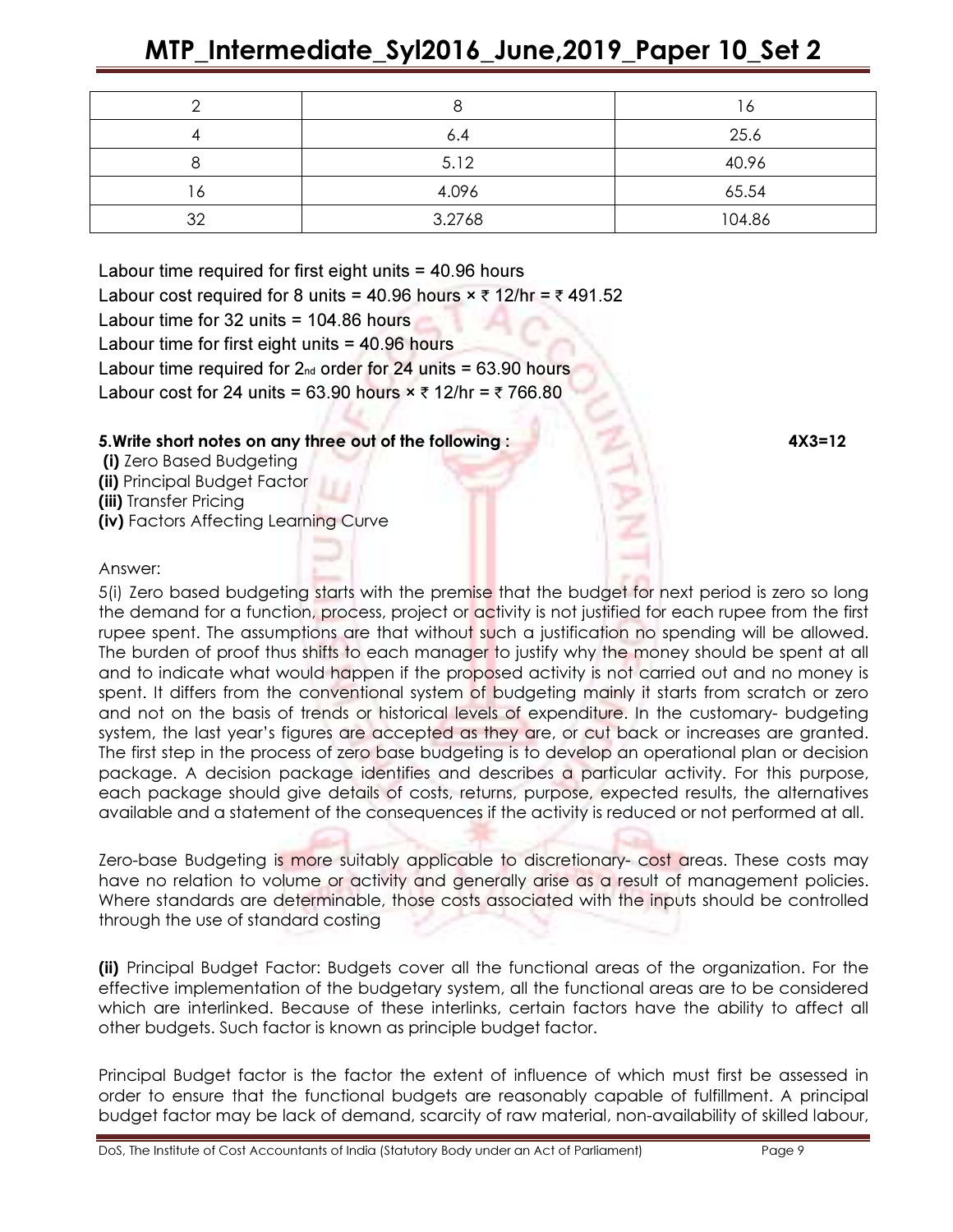| 2 | 8 | 16 |
|---|---|---|
| 4 | 6.4 | 25.6 |
| 8 | 5.12 | 40.96 |
| 16 | 4.096 | 65.54 |
| 32 | 3.2768 | 104.86 |

Labour time required for first eight units = 40.96 hours

Labour cost required for 8 units = 40.96 hours × ₹ 12/hr = ₹ 491.52

Labour time for 32 units = 104.86 hours

Labour time for first eight units = 40.96 hours

Labour time required for $2_{nd}$ order for 24 units = 63.90 hours

Labour cost for 24 units = 63.90 hours × ₹ 12/hr = ₹ 766.80

**5.Write short notes on any three out of the following : 4X3=12**

**(i)** Zero Based Budgeting
**(ii)** Principal Budget Factor
**(iii)** Transfer Pricing
**(iv)** Factors Affecting Learning Curve

Answer:

5(i) Zero based budgeting starts with the premise that the budget for next period is zero so long the demand for a function, process, project or activity is not justified for each rupee from the first rupee spent. The assumptions are that without such a justification no spending will be allowed. The burden of proof thus shifts to each manager to justify why the money should be spent at all and to indicate what would happen if the proposed activity is not carried out and no money is spent. It differs from the conventional system of budgeting mainly it starts from scratch or zero and not on the basis of trends or historical levels of expenditure. In the customary- budgeting system, the last year's figures are accepted as they are, or cut back or increases are granted. The first step in the process of zero base budgeting is to develop an operational plan or decision package. A decision package identifies and describes a particular activity. For this purpose, each package should give details of costs, returns, purpose, expected results, the alternatives available and a statement of the consequences if the activity is reduced or not performed at all.

Zero-base Budgeting is more suitably applicable to discretionary- cost areas. These costs may have no relation to volume or activity and generally arise as a result of management policies. Where standards are determinable, those costs associated with the inputs should be controlled through the use of standard costing

**(ii)** Principal Budget Factor: Budgets cover all the functional areas of the organization. For the effective implementation of the budgetary system, all the functional areas are to be considered which are interlinked. Because of these interlinks, certain factors have the ability to affect all other budgets. Such factor is known as principle budget factor.

Principal Budget factor is the factor the extent of influence of which must first be assessed in order to ensure that the functional budgets are reasonably capable of fulfillment. A principal budget factor may be lack of demand, scarcity of raw material, non-availability of skilled labour,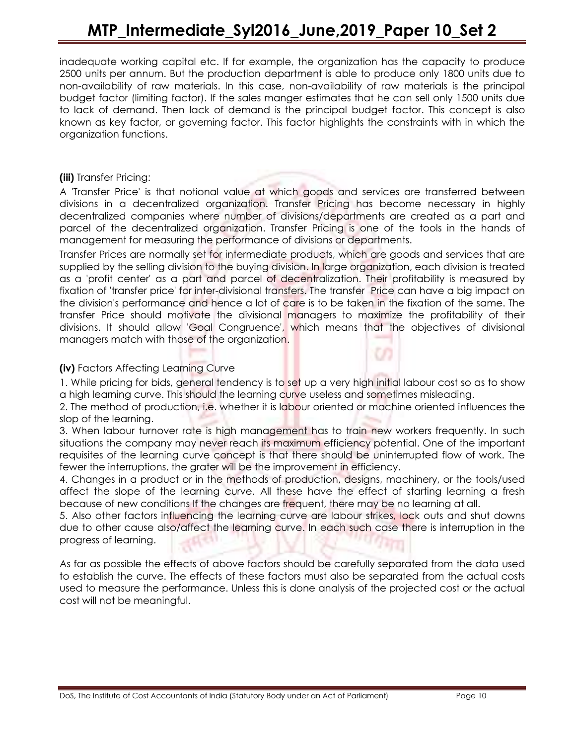inadequate working capital etc. If for example, the organization has the capacity to produce 2500 units per annum. But the production department is able to produce only 1800 units due to non-availability of raw materials. In this case, non-availability of raw materials is the principal budget factor (limiting factor). If the sales manger estimates that he can sell only 1500 units due to lack of demand. Then lack of demand is the principal budget factor. This concept is also known as key factor, or governing factor. This factor highlights the constraints with in which the organization functions.

**(iii)** Transfer Pricing:

A 'Transfer Price' is that notional value at which goods and services are transferred between divisions in a decentralized organization. Transfer Pricing has become necessary in highly decentralized companies where number of divisions/departments are created as a part and parcel of the decentralized organization. Transfer Pricing is one of the tools in the hands of management for measuring the performance of divisions or departments.

Transfer Prices are normally set for intermediate products, which are goods and services that are supplied by the selling division to the buying division. In large organization, each division is treated as a 'profit center' as a part and parcel of decentralization. Their profitability is measured by fixation of 'transfer price' for inter-divisional transfers. The transfer Price can have a big impact on the division's performance and hence a lot of care is to be taken in the fixation of the same. The transfer Price should motivate the divisional managers to maximize the profitability of their divisions. It should allow 'Goal Congruence', which means that the objectives of divisional managers match with those of the organization.

**(iv)** Factors Affecting Learning Curve

1. While pricing for bids, general tendency is to set up a very high initial labour cost so as to show a high learning curve. This should the learning curve useless and sometimes misleading.
2. The method of production, i.e. whether it is labour oriented or machine oriented influences the slop of the learning.
3. When labour turnover rate is high management has to train new workers frequently. In such situations the company may never reach its maximum efficiency potential. One of the important requisites of the learning curve concept is that there should be uninterrupted flow of work. The fewer the interruptions, the grater will be the improvement in efficiency.
4. Changes in a product or in the methods of production, designs, machinery, or the tools/used affect the slope of the learning curve. All these have the effect of starting learning a fresh because of new conditions If the changes are frequent, there may be no learning at all.
5. Also other factors influencing the learning curve are labour strikes, lock outs and shut downs due to other cause also/affect the learning curve. In each such case there is interruption in the progress of learning.

As far as possible the effects of above factors should be carefully separated from the data used to establish the curve. The effects of these factors must also be separated from the actual costs used to measure the performance. Unless this is done analysis of the projected cost or the actual cost will not be meaningful.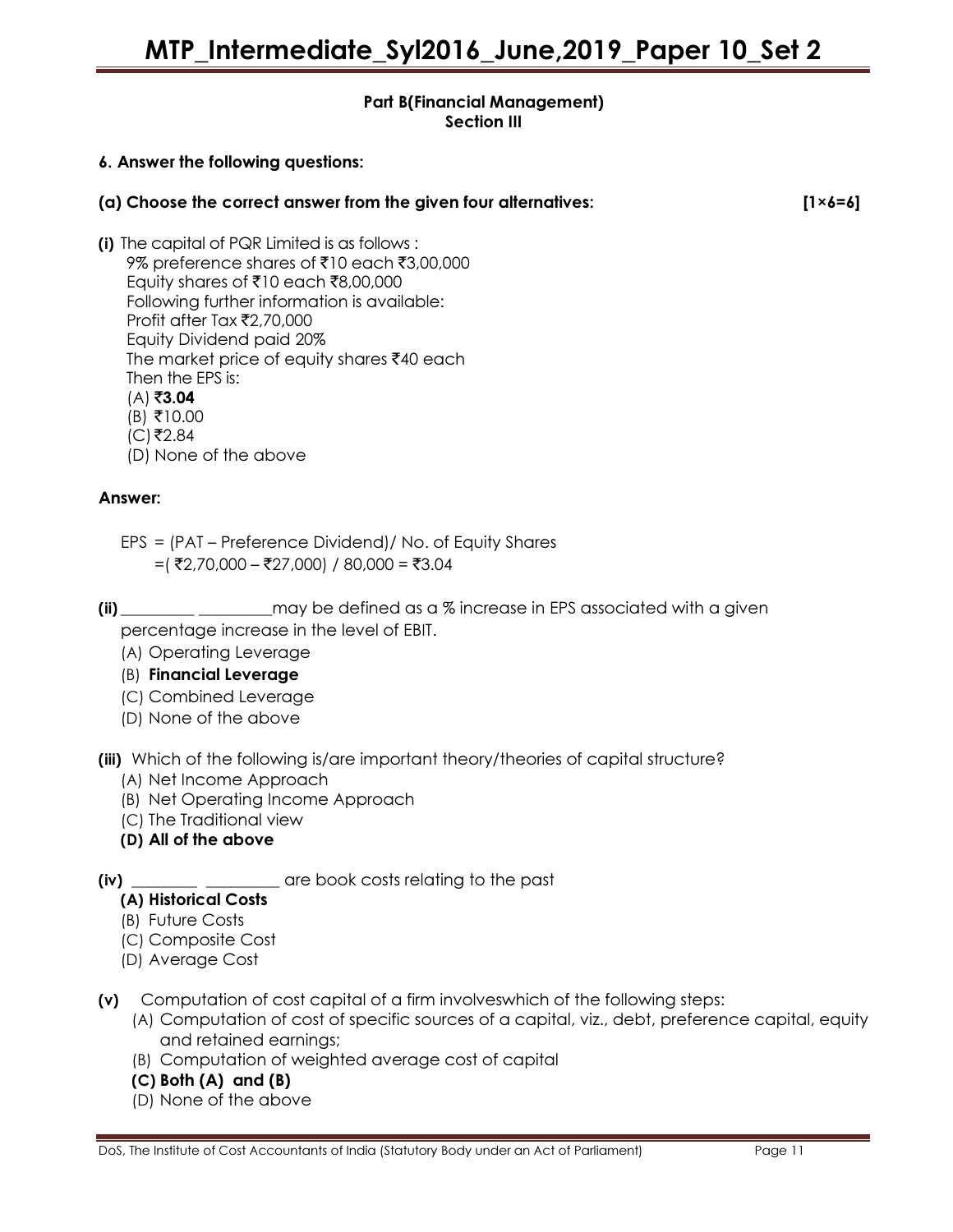#### Part B(Financial Management)
#### Section III

**6. Answer the following questions:**

**(a) Choose the correct answer from the given four alternatives:** **[1×6=6]**

**(i)** The capital of PQR Limited is as follows :

9% preference shares of ₹10 each ₹3,00,000
Equity shares of ₹10 each ₹8,00,000
Following further information is available:
Profit after Tax ₹2,70,000
Equity Dividend paid 20%
The market price of equity shares ₹40 each
Then the EPS is:

(A) **₹3.04**
(B) ₹10.00
(C) ₹2.84
(D) None of the above

**Answer:**

EPS = (PAT – Preference Dividend)/ No. of Equity Shares
=( ₹2,70,000 – ₹27,000) / 80,000 = ₹3.04

**(ii)** _________ _________may be defined as a % increase in EPS associated with a given percentage increase in the level of EBIT.

(A) Operating Leverage
(B) **Financial Leverage**
(C) Combined Leverage
(D) None of the above

**(iii)** Which of the following is/are important theory/theories of capital structure?

(A) Net Income Approach
(B) Net Operating Income Approach
(C) The Traditional view
**(D) All of the above**

**(iv)** ________ _________ are book costs relating to the past

**(A) Historical Costs**
(B) Future Costs
(C) Composite Cost
(D) Average Cost

**(v)** Computation of cost capital of a firm involveswhich of the following steps:

(A) Computation of cost of specific sources of a capital, viz., debt, preference capital, equity and retained earnings;
(B) Computation of weighted average cost of capital
**(C) Both (A) and (B)**
(D) None of the above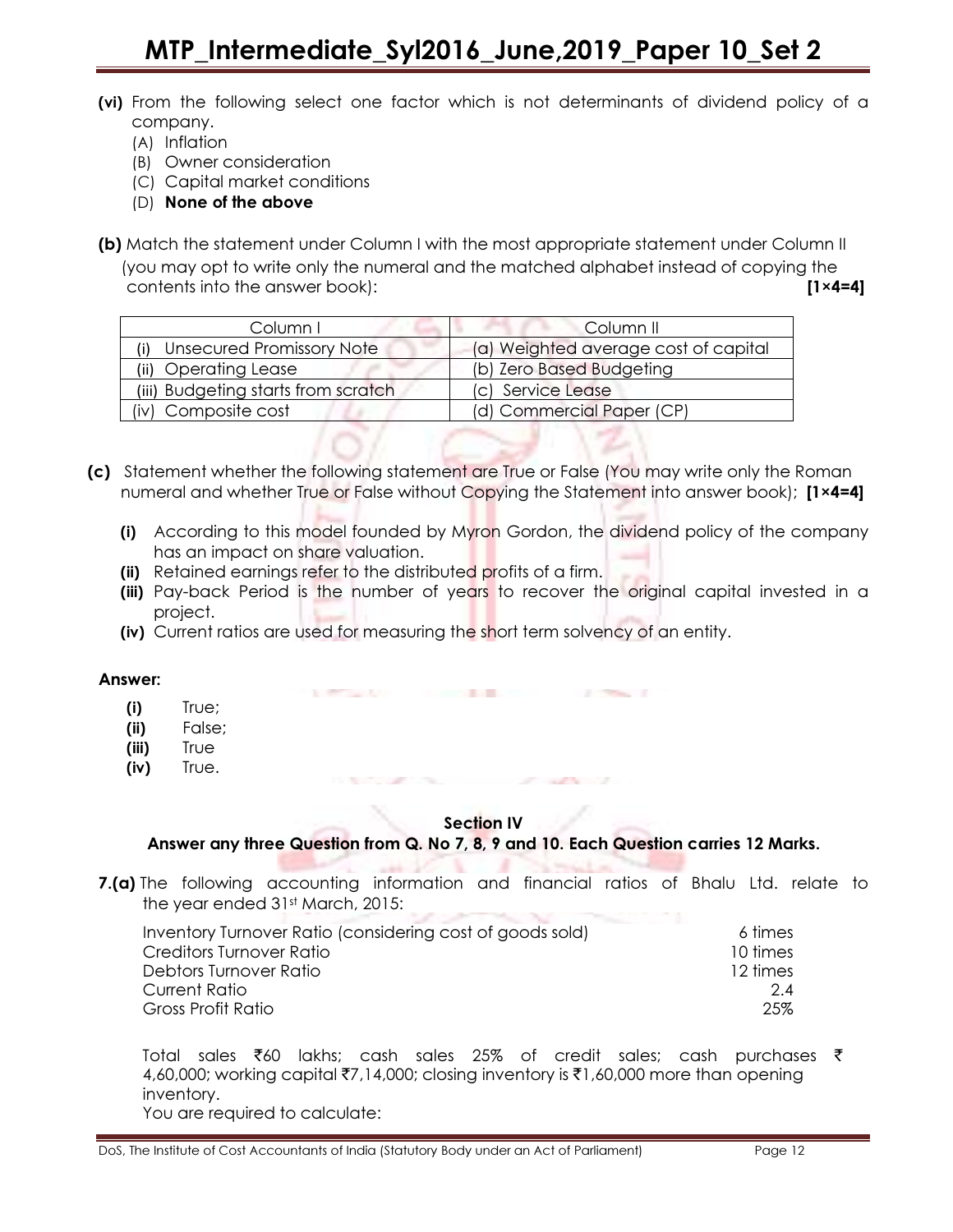**(vi)** From the following select one factor which is not determinants of dividend policy of a company.

(A) Inflation

(B) Owner consideration

(C) Capital market conditions

(D) **None of the above**

**(b)** Match the statement under Column I with the most appropriate statement under Column II (you may opt to write only the numeral and the matched alphabet instead of copying the contents into the answer book): **[1×4=4]**

| Column I | Column II |
|---|---|
| (i) Unsecured Promissory Note | (a) Weighted average cost of capital |
| (ii) Operating Lease | (b) Zero Based Budgeting |
| (iii) Budgeting starts from scratch | (c) Service Lease |
| (iv) Composite cost | (d) Commercial Paper (CP) |

**(c)** Statement whether the following statement are True or False (You may write only the Roman numeral and whether True or False without Copying the Statement into answer book); **[1×4=4]**

**(i)** According to this model founded by Myron Gordon, the dividend policy of the company has an impact on share valuation.

**(ii)** Retained earnings refer to the distributed profits of a firm.

**(iii)** Pay-back Period is the number of years to recover the original capital invested in a project.

**(iv)** Current ratios are used for measuring the short term solvency of an entity.

**Answer:**

**(i)** True;

**(ii)** False;

**(iii)** True

**(iv)** True.

**Section IV**

**Answer any three Question from Q. No 7, 8, 9 and 10. Each Question carries 12 Marks.**

**7.(a)** The following accounting information and financial ratios of Bhalu Ltd. relate to the year ended 31st March, 2015:

| | |
|---|---|
| Inventory Turnover Ratio (considering cost of goods sold) | 6 times |
| Creditors Turnover Ratio | 10 times |
| Debtors Turnover Ratio | 12 times |
| Current Ratio | 2.4 |
| Gross Profit Ratio | 25% |

Total sales ₹60 lakhs; cash sales 25% of credit sales; cash purchases ₹ 4,60,000; working capital ₹7,14,000; closing inventory is ₹1,60,000 more than opening inventory.

You are required to calculate: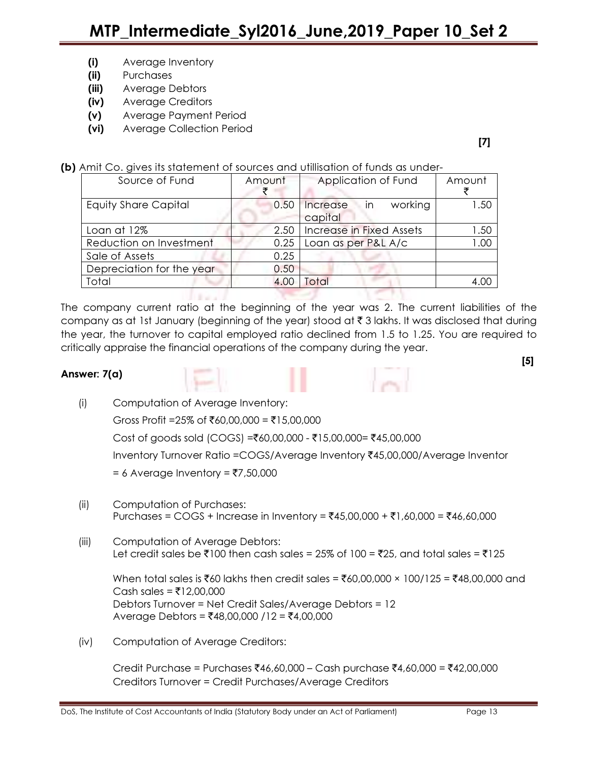- **(i)** Average Inventory
- **(ii)** Purchases
- **(iii)** Average Debtors
- **(iv)** Average Creditors
- **(v)** Average Payment Period
- **(vi)** Average Collection Period

**[7]**

**(b)** Amit Co. gives its statement of sources and utillisation of funds as under-

| Source of Fund | Amount ₹ | Application of Fund | Amount ₹ |
|---|---|---|---|
| Equity Share Capital | 0.50 | Increase in working capital | 1.50 |
| Loan at 12% | 2.50 | Increase in Fixed Assets | 1.50 |
| Reduction on Investment | 0.25 | Loan as per P&L A/c | 1.00 |
| Sale of Assets | 0.25 | | |
| Depreciation for the year | 0.50 | | |
| Total | 4.00 | Total | 4.00 |

The company current ratio at the beginning of the year was 2. The current liabilities of the company as at 1st January (beginning of the year) stood at ₹ 3 lakhs. It was disclosed that during the year, the turnover to capital employed ratio declined from 1.5 to 1.25. You are required to critically appraise the financial operations of the company during the year.

**[5]**

**Answer: 7(a)**

(i) Computation of Average Inventory:

Gross Profit =25% of ₹60,00,000 = ₹15,00,000

Cost of goods sold (COGS) =₹60,00,000 - ₹15,00,000= ₹45,00,000

Inventory Turnover Ratio =COGS/Average Inventory ₹45,00,000/Average Inventor

= 6 Average Inventory = ₹7,50,000

(ii) Computation of Purchases:
Purchases = COGS + Increase in Inventory = ₹45,00,000 + ₹1,60,000 = ₹46,60,000

(iii) Computation of Average Debtors:
Let credit sales be ₹100 then cash sales = 25% of 100 = ₹25, and total sales = ₹125

When total sales is ₹60 lakhs then credit sales = ₹60,00,000 × 100/125 = ₹48,00,000 and
Cash sales = ₹12,00,000
Debtors Turnover = Net Credit Sales/Average Debtors = 12
Average Debtors = ₹48,00,000 /12 = ₹4,00,000

(iv) Computation of Average Creditors:

Credit Purchase = Purchases ₹46,60,000 – Cash purchase ₹4,60,000 = ₹42,00,000
Creditors Turnover = Credit Purchases/Average Creditors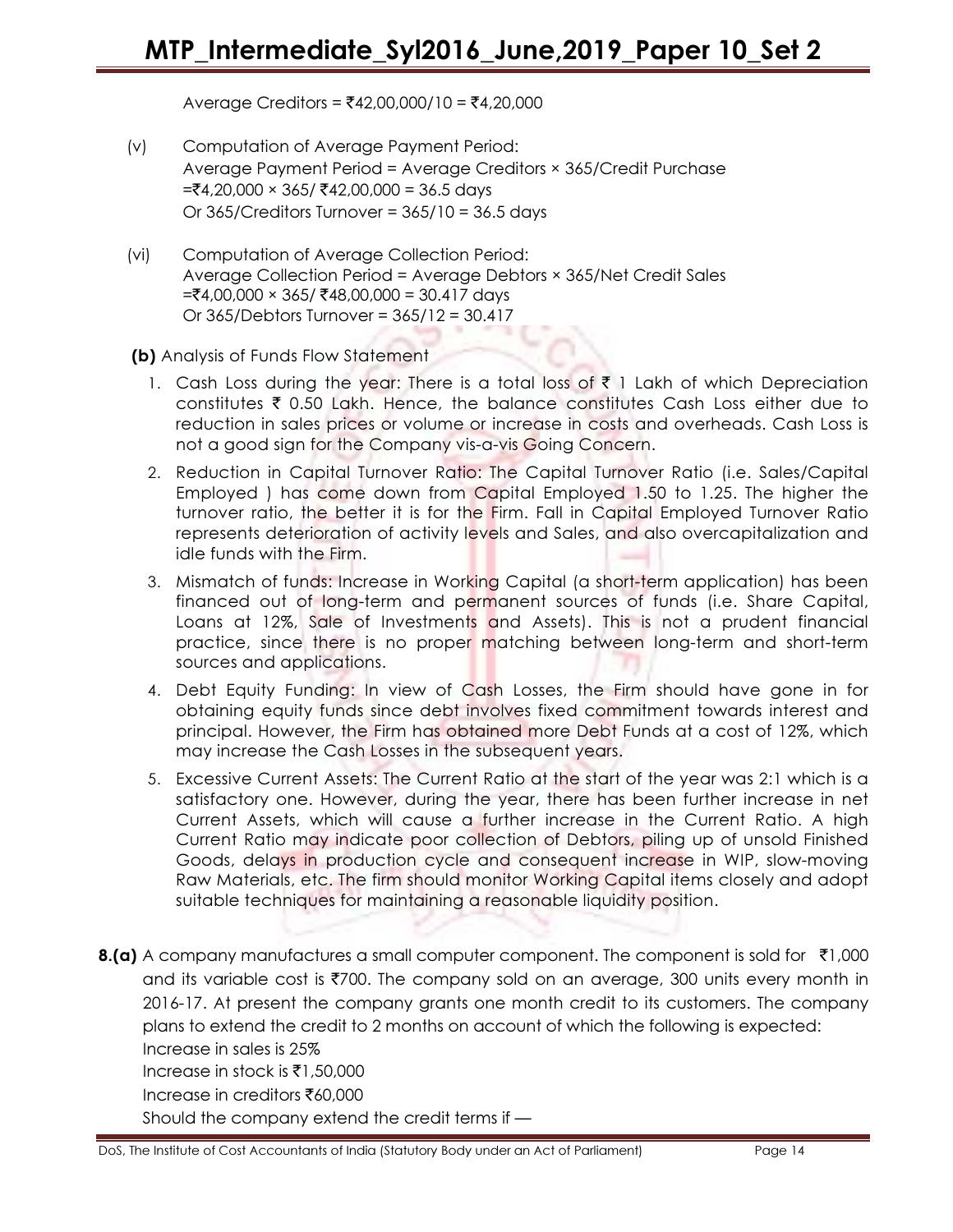Average Creditors = ₹42,00,000/10 = ₹4,20,000

(v) Computation of Average Payment Period:
Average Payment Period = Average Creditors × 365/Credit Purchase
=₹4,20,000 × 365/ ₹42,00,000 = 36.5 days
Or 365/Creditors Turnover = 365/10 = 36.5 days

(vi) Computation of Average Collection Period:
Average Collection Period = Average Debtors × 365/Net Credit Sales
=₹4,00,000 × 365/ ₹48,00,000 = 30.417 days
Or 365/Debtors Turnover = 365/12 = 30.417

**(b)** Analysis of Funds Flow Statement

1. Cash Loss during the year: There is a total loss of ₹ 1 Lakh of which Depreciation constitutes ₹ 0.50 Lakh. Hence, the balance constitutes Cash Loss either due to reduction in sales prices or volume or increase in costs and overheads. Cash Loss is not a good sign for the Company vis-a-vis Going Concern.
2. Reduction in Capital Turnover Ratio: The Capital Turnover Ratio (i.e. Sales/Capital Employed ) has come down from Capital Employed 1.50 to 1.25. The higher the turnover ratio, the better it is for the Firm. Fall in Capital Employed Turnover Ratio represents deterioration of activity levels and Sales, and also overcapitalization and idle funds with the Firm.
3. Mismatch of funds: Increase in Working Capital (a short-term application) has been financed out of long-term and permanent sources of funds (i.e. Share Capital, Loans at 12%, Sale of Investments and Assets). This is not a prudent financial practice, since there is no proper matching between long-term and short-term sources and applications.
4. Debt Equity Funding: In view of Cash Losses, the Firm should have gone in for obtaining equity funds since debt involves fixed commitment towards interest and principal. However, the Firm has obtained more Debt Funds at a cost of 12%, which may increase the Cash Losses in the subsequent years.
5. Excessive Current Assets: The Current Ratio at the start of the year was 2:1 which is a satisfactory one. However, during the year, there has been further increase in net Current Assets, which will cause a further increase in the Current Ratio. A high Current Ratio may indicate poor collection of Debtors, piling up of unsold Finished Goods, delays in production cycle and consequent increase in WIP, slow-moving Raw Materials, etc. The firm should monitor Working Capital items closely and adopt suitable techniques for maintaining a reasonable liquidity position.

**8.(a)** A company manufactures a small computer component. The component is sold for ₹1,000 and its variable cost is ₹700. The company sold on an average, 300 units every month in 2016-17. At present the company grants one month credit to its customers. The company plans to extend the credit to 2 months on account of which the following is expected:

Increase in sales is 25%

Increase in stock is ₹1,50,000

Increase in creditors ₹60,000

Should the company extend the credit terms if —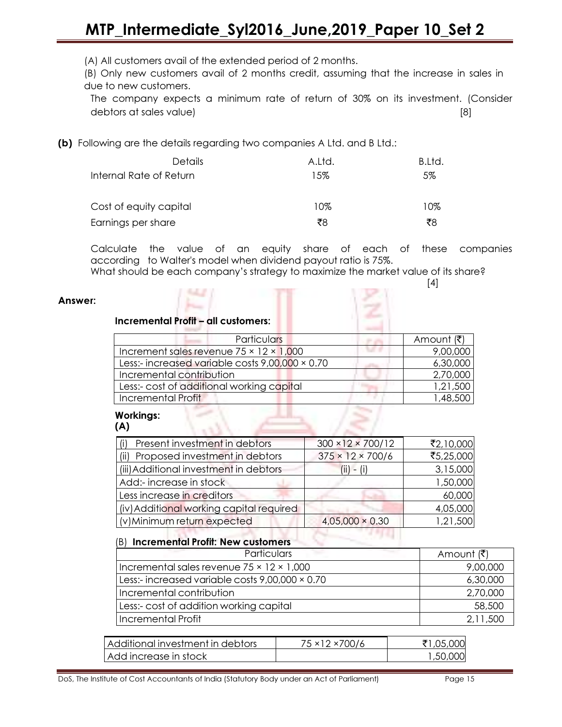(A) All customers avail of the extended period of 2 months.

(B) Only new customers avail of 2 months credit, assuming that the increase in sales in due to new customers.

The company expects a minimum rate of return of 30% on its investment. (Consider debtors at sales value) [8]

**(b)** Following are the details regarding two companies A Ltd. and B Ltd.:

| Details | A.Ltd. | B.Ltd. |
|---|---|---|
| Internal Rate of Return | 15% | 5% |
| Cost of equity capital | 10% | 10% |
| Earnings per share | ₹8 | ₹8 |

Calculate the value of an equity share of each of these companies according to Walter's model when dividend payout ratio is 75%.

What should be each company's strategy to maximize the market value of its share? [4]

**Answer:**

**Incremental Profit – all customers:**

| Particulars | Amount (₹) |
|---|---|
| Increment sales revenue 75 × 12 × 1,000 | 9,00,000 |
| Less:- increased variable costs 9,00,000 × 0.70 | 6,30,000 |
| Incremental contribution | 2,70,000 |
| Less:- cost of additional working capital | 1,21,500 |
| Incremental Profit | 1,48,500 |

**Workings:**

**(A)**

| | | |
|---|---|---|
| (i) Present investment in debtors | 300 ×12 × 700/12 | ₹2,10,000 |
| (ii) Proposed investment in debtors | 375 × 12 × 700/6 | ₹5,25,000 |
| (iii) Additional investment in debtors | (ii) - (i) | 3,15,000 |
| Add:- increase in stock | | 1,50,000 |
| Less increase in creditors | | 60,000 |
| (iv) Additional working capital required | | 4,05,000 |
| (v) Minimum return expected | 4,05,000 × 0.30 | 1,21,500 |

(B) **Incremental Profit: New customers**

| Particulars | Amount (₹) |
|---|---|
| Incremental sales revenue 75 × 12 × 1,000 | 9,00,000 |
| Less:- increased variable costs 9,00,000 × 0.70 | 6,30,000 |
| Incremental contribution | 2,70,000 |
| Less:- cost of addition working capital | 58,500 |
| Incremental Profit | 2,11,500 |

| | | |
|---|---|---|
| Additional investment in debtors | 75 ×12 ×700/6 | ₹1,05,000 |
| Add increase in stock | | 1,50,000 |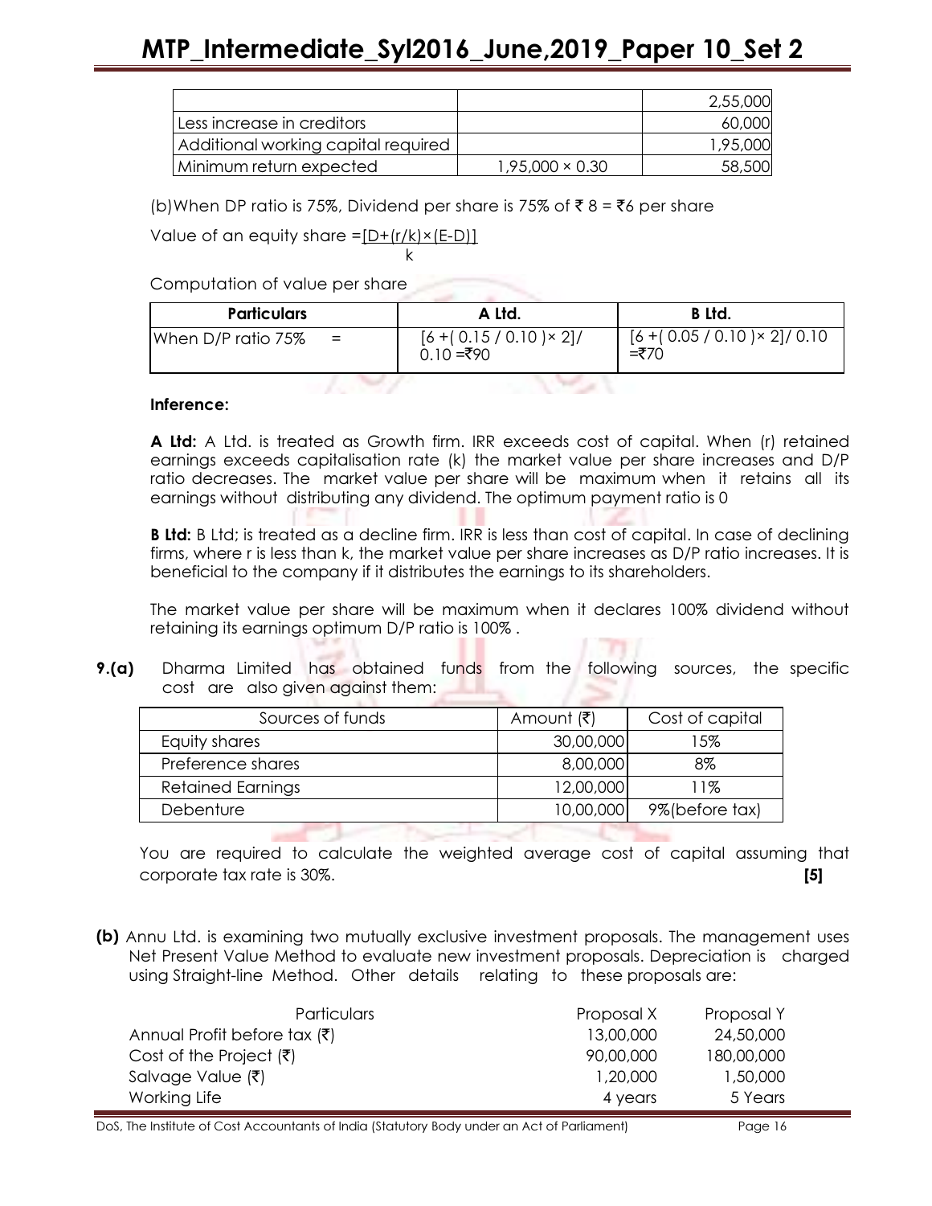| | | 2,55,000 |
|---|---|---|
| Less increase in creditors | | 60,000 |
| Additional working capital required | | 1,95,000 |
| Minimum return expected | 1,95,000 × 0.30 | 58,500 |

(b)When DP ratio is 75%, Dividend per share is 75% of ₹ 8 = ₹6 per share

Value of an equity share $= \frac{[D+(r/k)\times(E-D)]}{k}$

Computation of value per share

| Particulars | A Ltd. | B Ltd. |
|---|---|---|
| When D/P ratio 75% = | [6 +( 0.15 / 0.10 )× 2]/ 0.10 =₹90 | [6 +( 0.05 / 0.10 )× 2]/ 0.10 =₹70 |

**Inference:**

**A Ltd:** A Ltd. is treated as Growth firm. IRR exceeds cost of capital. When (r) retained earnings exceeds capitalisation rate (k) the market value per share increases and D/P ratio decreases. The market value per share will be maximum when it retains all its earnings without distributing any dividend. The optimum payment ratio is 0

**B Ltd:** B Ltd; is treated as a decline firm. IRR is less than cost of capital. In case of declining firms, where r is less than k, the market value per share increases as D/P ratio increases. It is beneficial to the company if it distributes the earnings to its shareholders.

The market value per share will be maximum when it declares 100% dividend without retaining its earnings optimum D/P ratio is 100% .

**9.(a)** Dharma Limited has obtained funds from the following sources, the specific cost are also given against them:

| Sources of funds | Amount (₹) | Cost of capital |
|---|---|---|
| Equity shares | 30,00,000 | 15% |
| Preference shares | 8,00,000 | 8% |
| Retained Earnings | 12,00,000 | 11% |
| Debenture | 10,00,000 | 9%(before tax) |

You are required to calculate the weighted average cost of capital assuming that corporate tax rate is 30%. **[5]**

**(b)** Annu Ltd. is examining two mutually exclusive investment proposals. The management uses Net Present Value Method to evaluate new investment proposals. Depreciation is charged using Straight-line Method. Other details relating to these proposals are:

| Particulars | Proposal X | Proposal Y |
|---|---|---|
| Annual Profit before tax (₹) | 13,00,000 | 24,50,000 |
| Cost of the Project (₹) | 90,00,000 | 180,00,000 |
| Salvage Value (₹) | 1,20,000 | 1,50,000 |
| Working Life | 4 years | 5 Years |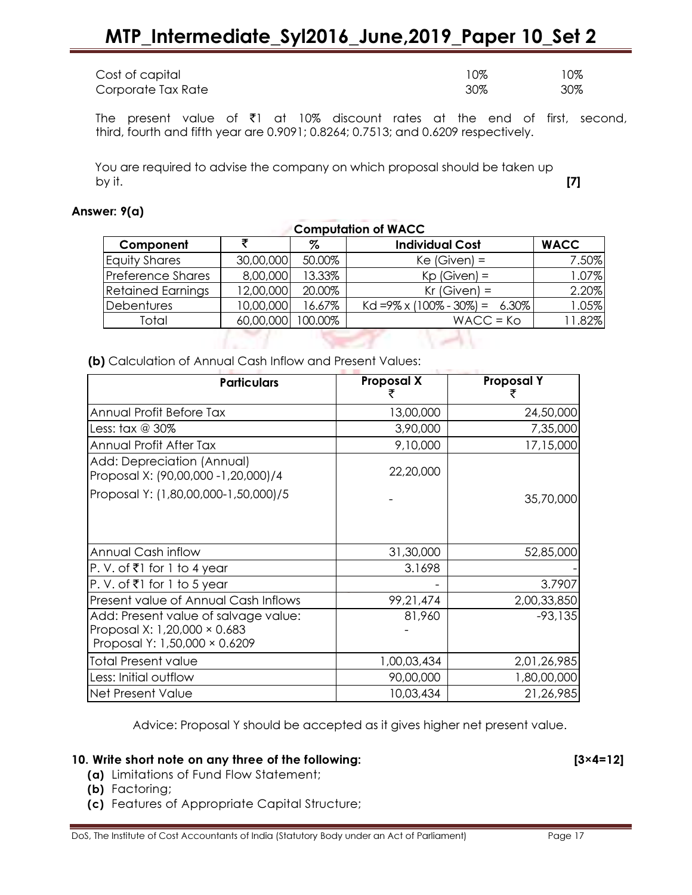| | | |
|---|---|---|
| Cost of capital | 10% | 10% |
| Corporate Tax Rate | 30% | 30% |

The present value of ₹1 at 10% discount rates at the end of first, second, third, fourth and fifth year are 0.9091; 0.8264; 0.7513; and 0.6209 respectively.

You are required to advise the company on which proposal should be taken up by it. **[7]**

**Answer: 9(a)**

**Computation of WACC**

| Component | ₹ | % | Individual Cost | WACC |
|---|---|---|---|---|
| Equity Shares | 30,00,000 | 50.00% | Ke (Given) = | 7.50% |
| Preference Shares | 8,00,000 | 13.33% | Kp (Given) = | 1.07% |
| Retained Earnings | 12,00,000 | 20.00% | Kr (Given) = | 2.20% |
| Debentures | 10,00,000 | 16.67% | Kd =9% x (100% - 30%) = 6.30% | 1.05% |
| Total | 60,00,000 | 100.00% | WACC = Ko | 11.82% |

**(b)** Calculation of Annual Cash Inflow and Present Values:

| Particulars | Proposal X ₹ | Proposal Y ₹ |
|---|---|---|
| Annual Profit Before Tax | 13,00,000 | 24,50,000 |
| Less: tax @ 30% | 3,90,000 | 7,35,000 |
| Annual Profit After Tax | 9,10,000 | 17,15,000 |
| Add: Depreciation (Annual) Proposal X: (90,00,000 -1,20,000)/4 | 22,20,000 | |
| Proposal Y: (1,80,00,000-1,50,000)/5 | - | 35,70,000 |
| Annual Cash inflow | 31,30,000 | 52,85,000 |
| P. V. of ₹1 for 1 to 4 year | 3.1698 | - |
| P. V. of ₹1 for 1 to 5 year | - | 3.7907 |
| Present value of Annual Cash Inflows | 99,21,474 | 2,00,33,850 |
| Add: Present value of salvage value: Proposal X: 1,20,000 × 0.683 Proposal Y: 1,50,000 × 0.6209 | 81,960 - | -93,135 |
| Total Present value | 1,00,03,434 | 2,01,26,985 |
| Less: Initial outflow | 90,00,000 | 1,80,00,000 |
| Net Present Value | 10,03,434 | 21,26,985 |

Advice: Proposal Y should be accepted as it gives higher net present value.

**10. Write short note on any three of the following: [3×4=12]**

**(a)** Limitations of Fund Flow Statement;

**(b)** Factoring;

**(c)** Features of Appropriate Capital Structure;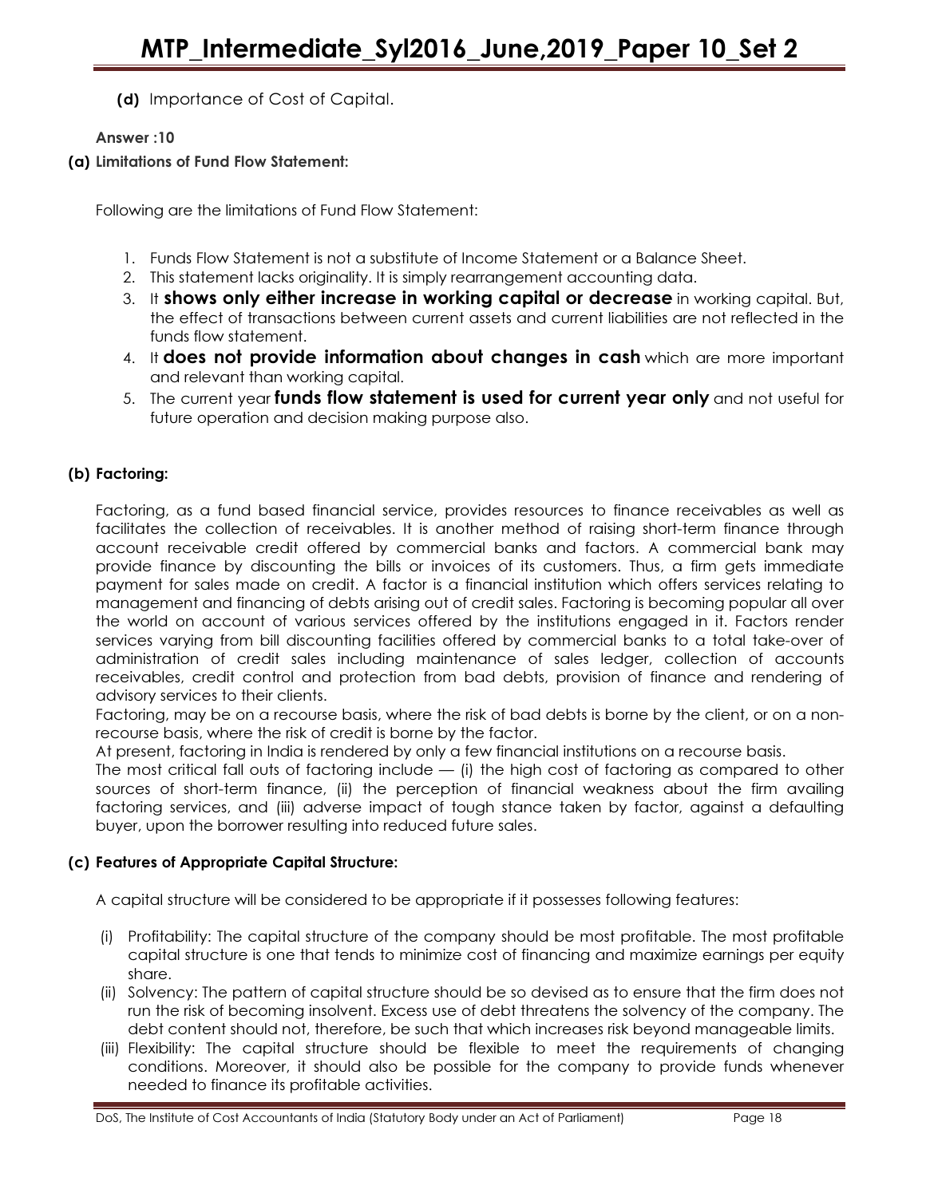**(d)** Importance of Cost of Capital.

**Answer :10**

**(a) Limitations of Fund Flow Statement:**

Following are the limitations of Fund Flow Statement:

1. Funds Flow Statement is not a substitute of Income Statement or a Balance Sheet.
2. This statement lacks originality. It is simply rearrangement accounting data.
3. It **shows only either increase in working capital or decrease** in working capital. But, the effect of transactions between current assets and current liabilities are not reflected in the funds flow statement.
4. It **does not provide information about changes in cash** which are more important and relevant than working capital.
5. The current year **funds flow statement is used for current year only** and not useful for future operation and decision making purpose also.

**(b) Factoring:**

Factoring, as a fund based financial service, provides resources to finance receivables as well as facilitates the collection of receivables. It is another method of raising short-term finance through account receivable credit offered by commercial banks and factors. A commercial bank may provide finance by discounting the bills or invoices of its customers. Thus, a firm gets immediate payment for sales made on credit. A factor is a financial institution which offers services relating to management and financing of debts arising out of credit sales. Factoring is becoming popular all over the world on account of various services offered by the institutions engaged in it. Factors render services varying from bill discounting facilities offered by commercial banks to a total take-over of administration of credit sales including maintenance of sales ledger, collection of accounts receivables, credit control and protection from bad debts, provision of finance and rendering of advisory services to their clients.

Factoring, may be on a recourse basis, where the risk of bad debts is borne by the client, or on a non-recourse basis, where the risk of credit is borne by the factor.

At present, factoring in India is rendered by only a few financial institutions on a recourse basis.

The most critical fall outs of factoring include — (i) the high cost of factoring as compared to other sources of short-term finance, (ii) the perception of financial weakness about the firm availing factoring services, and (iii) adverse impact of tough stance taken by factor, against a defaulting buyer, upon the borrower resulting into reduced future sales.

**(c) Features of Appropriate Capital Structure:**

A capital structure will be considered to be appropriate if it possesses following features:

(i) Profitability: The capital structure of the company should be most profitable. The most profitable capital structure is one that tends to minimize cost of financing and maximize earnings per equity share.

(ii) Solvency: The pattern of capital structure should be so devised as to ensure that the firm does not run the risk of becoming insolvent. Excess use of debt threatens the solvency of the company. The debt content should not, therefore, be such that which increases risk beyond manageable limits.

(iii) Flexibility: The capital structure should be flexible to meet the requirements of changing conditions. Moreover, it should also be possible for the company to provide funds whenever needed to finance its profitable activities.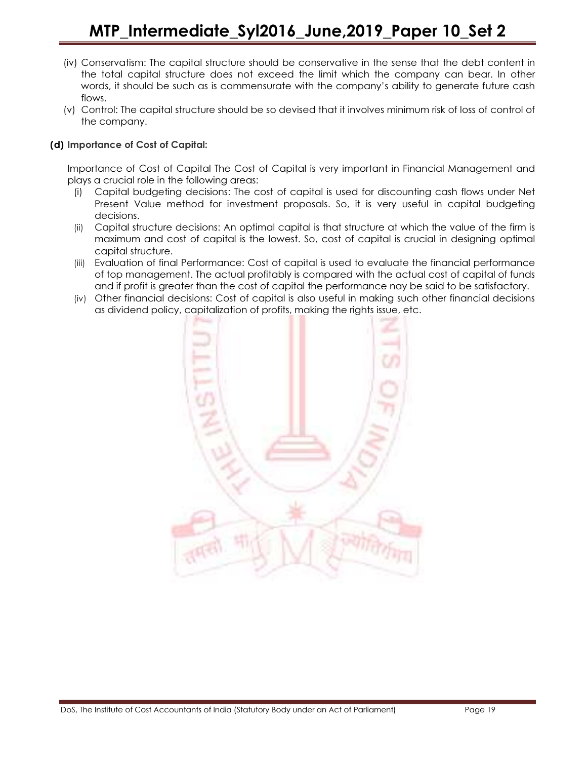(iv) Conservatism: The capital structure should be conservative in the sense that the debt content in the total capital structure does not exceed the limit which the company can bear. In other words, it should be such as is commensurate with the company's ability to generate future cash flows.

(v) Control: The capital structure should be so devised that it involves minimum risk of loss of control of the company.

**(d) Importance of Cost of Capital:**

Importance of Cost of Capital The Cost of Capital is very important in Financial Management and plays a crucial role in the following areas:

(i) Capital budgeting decisions: The cost of capital is used for discounting cash flows under Net Present Value method for investment proposals. So, it is very useful in capital budgeting decisions.

(ii) Capital structure decisions: An optimal capital is that structure at which the value of the firm is maximum and cost of capital is the lowest. So, cost of capital is crucial in designing optimal capital structure.

(iii) Evaluation of final Performance: Cost of capital is used to evaluate the financial performance of top management. The actual profitably is compared with the actual cost of capital of funds and if profit is greater than the cost of capital the performance nay be said to be satisfactory.

(iv) Other financial decisions: Cost of capital is also useful in making such other financial decisions as dividend policy, capitalization of profits, making the rights issue, etc.